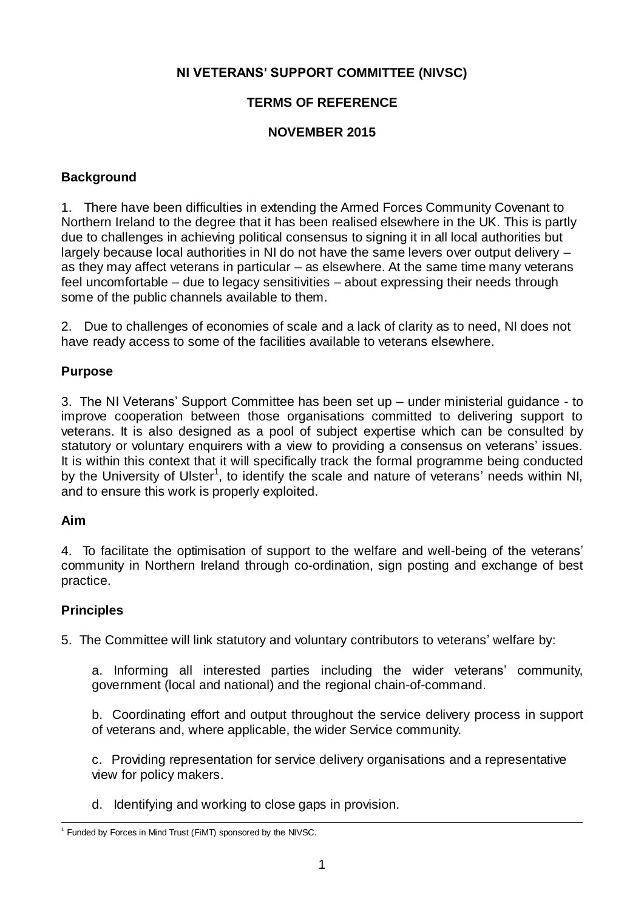# NI VETERANS' SUPPORT COMMITTEE (NIVSC)

## TERMS OF REFERENCE

## NOVEMBER 2015

### Background

1. There have been difficulties in extending the Armed Forces Community Covenant to Northern Ireland to the degree that it has been realised elsewhere in the UK. This is partly due to challenges in achieving political consensus to signing it in all local authorities but largely because local authorities in NI do not have the same levers over output delivery – as they may affect veterans in particular – as elsewhere. At the same time many veterans feel uncomfortable – due to legacy sensitivities – about expressing their needs through some of the public channels available to them.

2. Due to challenges of economies of scale and a lack of clarity as to need, NI does not have ready access to some of the facilities available to veterans elsewhere.

### Purpose

3. The NI Veterans' Support Committee has been set up – under ministerial guidance - to improve cooperation between those organisations committed to delivering support to veterans. It is also designed as a pool of subject expertise which can be consulted by statutory or voluntary enquirers with a view to providing a consensus on veterans' issues. It is within this context that it will specifically track the formal programme being conducted by the University of Ulster[1], to identify the scale and nature of veterans' needs within NI, and to ensure this work is properly exploited.

### Aim

4. To facilitate the optimisation of support to the welfare and well-being of the veterans' community in Northern Ireland through co-ordination, sign posting and exchange of best practice.

### Principles

5. The Committee will link statutory and voluntary contributors to veterans' welfare by:

a. Informing all interested parties including the wider veterans' community, government (local and national) and the regional chain-of-command.

b. Coordinating effort and output throughout the service delivery process in support of veterans and, where applicable, the wider Service community.

c. Providing representation for service delivery organisations and a representative view for policy makers.

d. Identifying and working to close gaps in provision.

---

[1] Funded by Forces in Mind Trust (FiMT) sponsored by the NIVSC.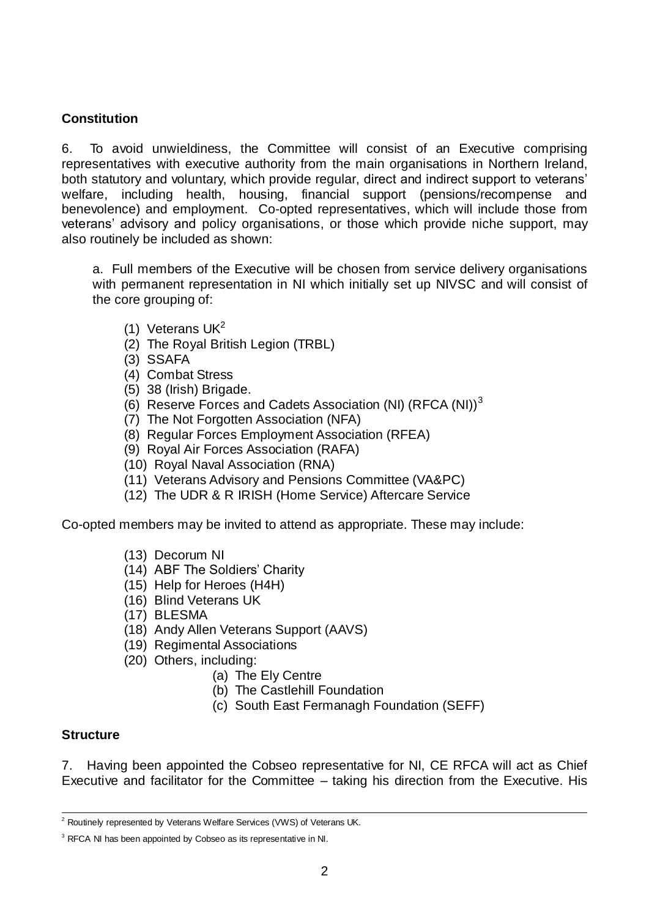## Constitution

6. To avoid unwieldiness, the Committee will consist of an Executive comprising representatives with executive authority from the main organisations in Northern Ireland, both statutory and voluntary, which provide regular, direct and indirect support to veterans' welfare, including health, housing, financial support (pensions/recompense and benevolence) and employment. Co-opted representatives, which will include those from veterans' advisory and policy organisations, or those which provide niche support, may also routinely be included as shown:

a. Full members of the Executive will be chosen from service delivery organisations with permanent representation in NI which initially set up NIVSC and will consist of the core grouping of:

(1) Veterans UK[2]
(2) The Royal British Legion (TRBL)
(3) SSAFA
(4) Combat Stress
(5) 38 (Irish) Brigade.
(6) Reserve Forces and Cadets Association (NI) (RFCA (NI))[3]
(7) The Not Forgotten Association (NFA)
(8) Regular Forces Employment Association (RFEA)
(9) Royal Air Forces Association (RAFA)
(10) Royal Naval Association (RNA)
(11) Veterans Advisory and Pensions Committee (VA&PC)
(12) The UDR & R IRISH (Home Service) Aftercare Service

Co-opted members may be invited to attend as appropriate. These may include:

(13) Decorum NI
(14) ABF The Soldiers' Charity
(15) Help for Heroes (H4H)
(16) Blind Veterans UK
(17) BLESMA
(18) Andy Allen Veterans Support (AAVS)
(19) Regimental Associations
(20) Others, including:
   (a) The Ely Centre
   (b) The Castlehill Foundation
   (c) South East Fermanagh Foundation (SEFF)

## Structure

7. Having been appointed the Cobseo representative for NI, CE RFCA will act as Chief Executive and facilitator for the Committee – taking his direction from the Executive. His

---

[2] Routinely represented by Veterans Welfare Services (VWS) of Veterans UK.

[3] RFCA NI has been appointed by Cobseo as its representative in NI.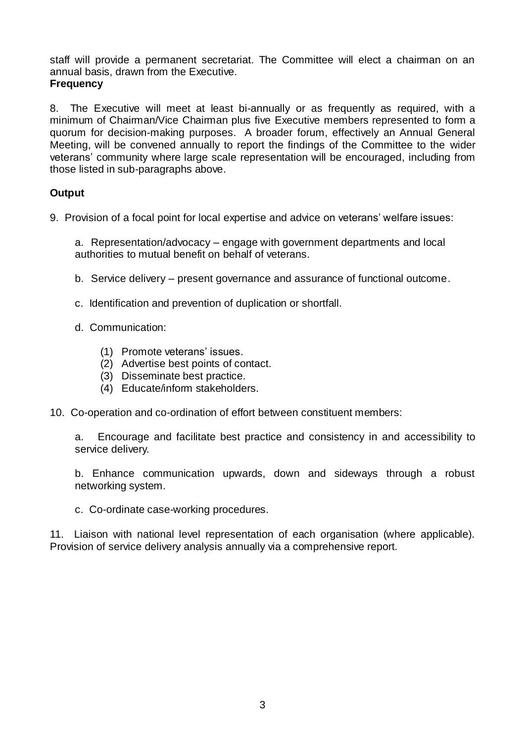staff will provide a permanent secretariat. The Committee will elect a chairman on an annual basis, drawn from the Executive.

**Frequency**

8. The Executive will meet at least bi-annually or as frequently as required, with a minimum of Chairman/Vice Chairman plus five Executive members represented to form a quorum for decision-making purposes. A broader forum, effectively an Annual General Meeting, will be convened annually to report the findings of the Committee to the wider veterans' community where large scale representation will be encouraged, including from those listed in sub-paragraphs above.

**Output**

9. Provision of a focal point for local expertise and advice on veterans' welfare issues:

a. Representation/advocacy – engage with government departments and local authorities to mutual benefit on behalf of veterans.

b. Service delivery – present governance and assurance of functional outcome.

c. Identification and prevention of duplication or shortfall.

d. Communication:

(1) Promote veterans' issues.
(2) Advertise best points of contact.
(3) Disseminate best practice.
(4) Educate/inform stakeholders.

10. Co-operation and co-ordination of effort between constituent members:

a. Encourage and facilitate best practice and consistency in and accessibility to service delivery.

b. Enhance communication upwards, down and sideways through a robust networking system.

c. Co-ordinate case-working procedures.

11. Liaison with national level representation of each organisation (where applicable). Provision of service delivery analysis annually via a comprehensive report.